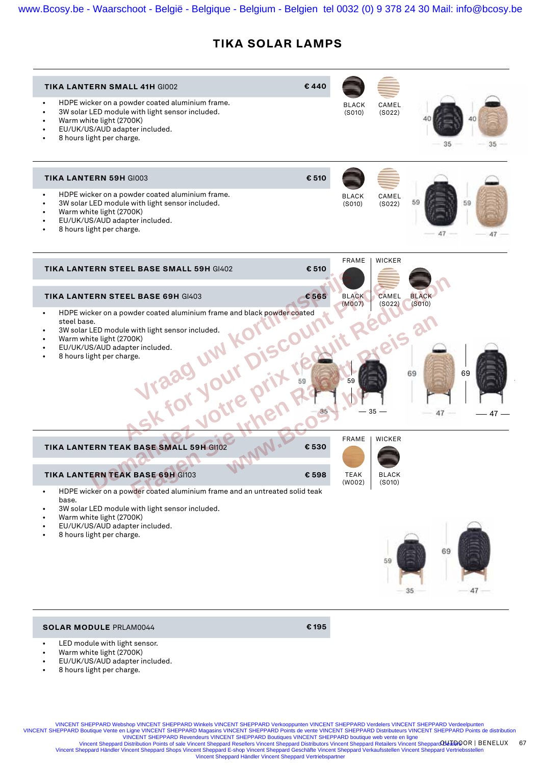# TIKA SOLAR LAMPS

## TIKA LANTERN SMALL 41H GI002 — € 440

- HDPE wicker on a powder coated aluminium frame.
- 3W solar LED module with light sensor included.
- Warm white light (2700K)
- EU/UK/US/AUD adapter included.
- 8 hours light per charge.

BLACK (S010) | CAMEL (S022)

40 × 35 | 40 × 35

## TIKA LANTERN 59H GI003 — € 510

- HDPE wicker on a powder coated aluminium frame.
- 3W solar LED module with light sensor included.
- Warm white light (2700K)
- EU/UK/US/AUD adapter included.
- 8 hours light per charge.

BLACK (S010) | CAMEL (S022)

59 × 47 | 59 × 47

## TIKA LANTERN STEEL BASE SMALL 59H GI402 — € 510

## TIKA LANTERN STEEL BASE 69H GI403 — € 565

- HDPE wicker on a powder coated aluminium frame and black powder coated steel base.
- 3W solar LED module with light sensor included.
- Warm white light (2700K)
- EU/UK/US/AUD adapter included.
- 8 hours light per charge.

FRAME: BLACK (M007) | WICKER: CAMEL (S022), BLACK (S010)

59 × 35 | 59 × 35 | 69 × 47 | 69 × 47

## TIKA LANTERN TEAK BASE SMALL 59H GI102 — € 530

## TIKA LANTERN TEAK BASE 69H GI103 — € 598

- HDPE wicker on a powder coated aluminium frame and an untreated solid teak base.
- 3W solar LED module with light sensor included.
- Warm white light (2700K)
- EU/UK/US/AUD adapter included.
- 8 hours light per charge.

FRAME: TEAK (W002) | WICKER: BLACK (S010)

59 × 35 | 69 × 47

## SOLAR MODULE PRLAM0044 — € 195

- LED module with light sensor.
- Warm white light (2700K)
- EU/UK/US/AUD adapter included.
- 8 hours light per charge.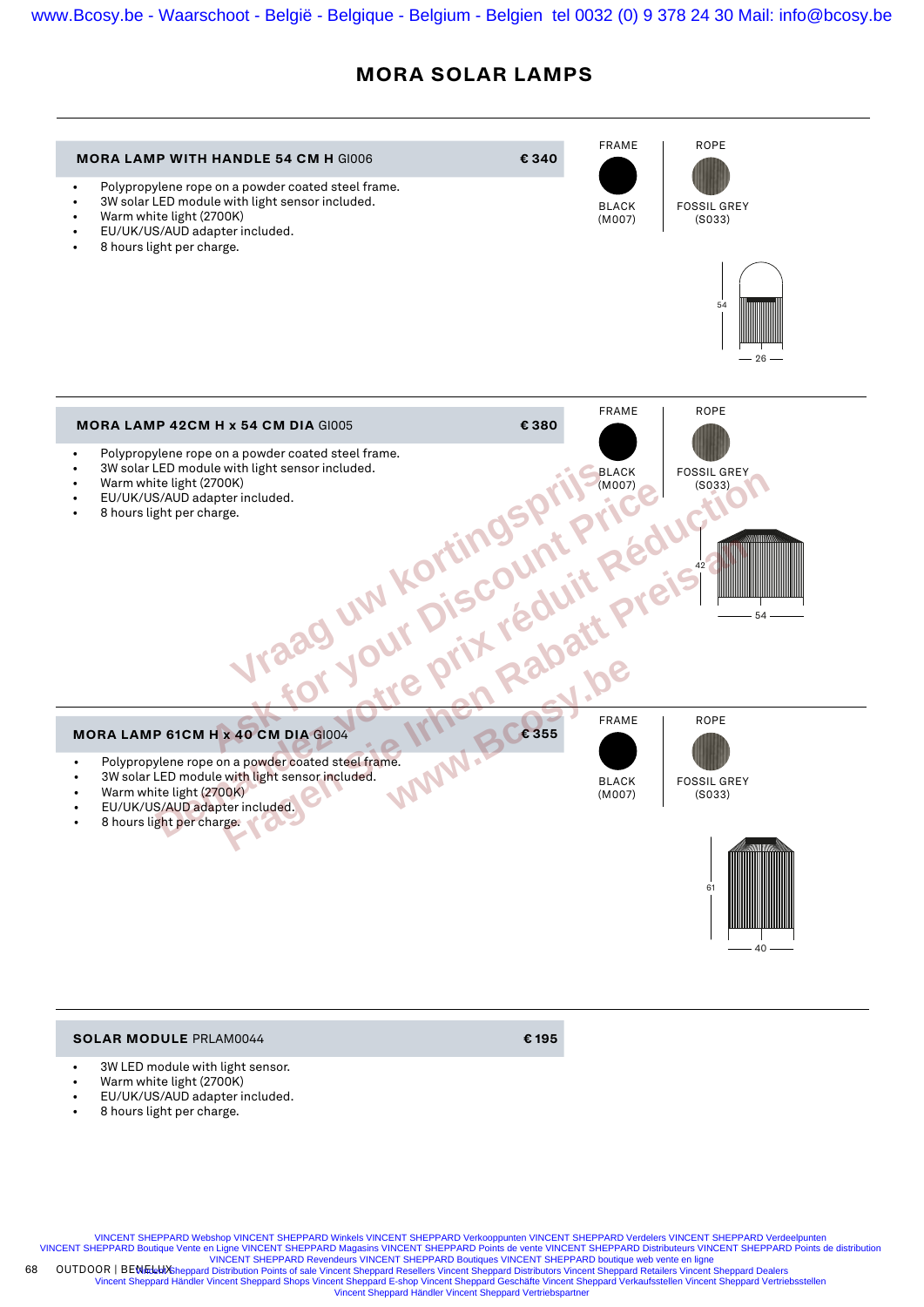www.Bcosy.be - Waarschoot - België - Belgique - Belgium - Belgien tel 0032 (0) 9 378 24 30 Mail: info@bcosy.be

# MORA SOLAR LAMPS

## MORA LAMP WITH HANDLE 54 CM H GI006 — € 340

- Polypropylene rope on a powder coated steel frame.
- 3W solar LED module with light sensor included.
- Warm white light (2700K)
- EU/UK/US/AUD adapter included.
- 8 hours light per charge.

| FRAME | ROPE |
|---|---|
| BLACK (M007) | FOSSIL GREY (S033) |

54 / 26

## MORA LAMP 42CM H x 54 CM DIA GI005 — € 380

- Polypropylene rope on a powder coated steel frame.
- 3W solar LED module with light sensor included.
- Warm white light (2700K)
- EU/UK/US/AUD adapter included.
- 8 hours light per charge.

| FRAME | ROPE |
|---|---|
| BLACK (M007) | FOSSIL GREY (S033) |

42 / 54

Vraag uw kortingsprijs
Ask for your Discount Price
Demandez votre prix réduit Réduction
Fragen Sie Ihren Rabatt Preis an
www.Bcosy.be

## MORA LAMP 61CM H x 40 CM DIA GI004 — € 355

- Polypropylene rope on a powder coated steel frame.
- 3W solar LED module with light sensor included.
- Warm white light (2700K)
- EU/UK/US/AUD adapter included.
- 8 hours light per charge.

| FRAME | ROPE |
|---|---|
| BLACK (M007) | FOSSIL GREY (S033) |

61 / 40

## SOLAR MODULE PRLAM0044 — € 195

- 3W LED module with light sensor.
- Warm white light (2700K)
- EU/UK/US/AUD adapter included.
- 8 hours light per charge.

VINCENT SHEPPARD Webshop VINCENT SHEPPARD Winkels VINCENT SHEPPARD Verkooppunten VINCENT SHEPPARD Verdelers VINCENT SHEPPARD Verdeelpunten
VINCENT SHEPPARD Boutique Vente en Ligne VINCENT SHEPPARD Magasins VINCENT SHEPPARD Points de vente VINCENT SHEPPARD Distributeurs VINCENT SHEPPARD Points de distribution
VINCENT SHEPPARD Revendeurs VINCENT SHEPPARD Boutiques VINCENT SHEPPARD boutique web vente en ligne
Vincent Sheppard Distribution Points of sale Vincent Sheppard Resellers Vincent Sheppard Distributors Vincent Sheppard Retailers Vincent Sheppard Dealers
Vincent Sheppard Händler Vincent Sheppard Shops Vincent Sheppard E-shop Vincent Sheppard Geschäfte Vincent Sheppard Verkaufsstellen Vincent Sheppard Vertriebsstellen
Vincent Sheppard Händler Vincent Sheppard Vertriebspartner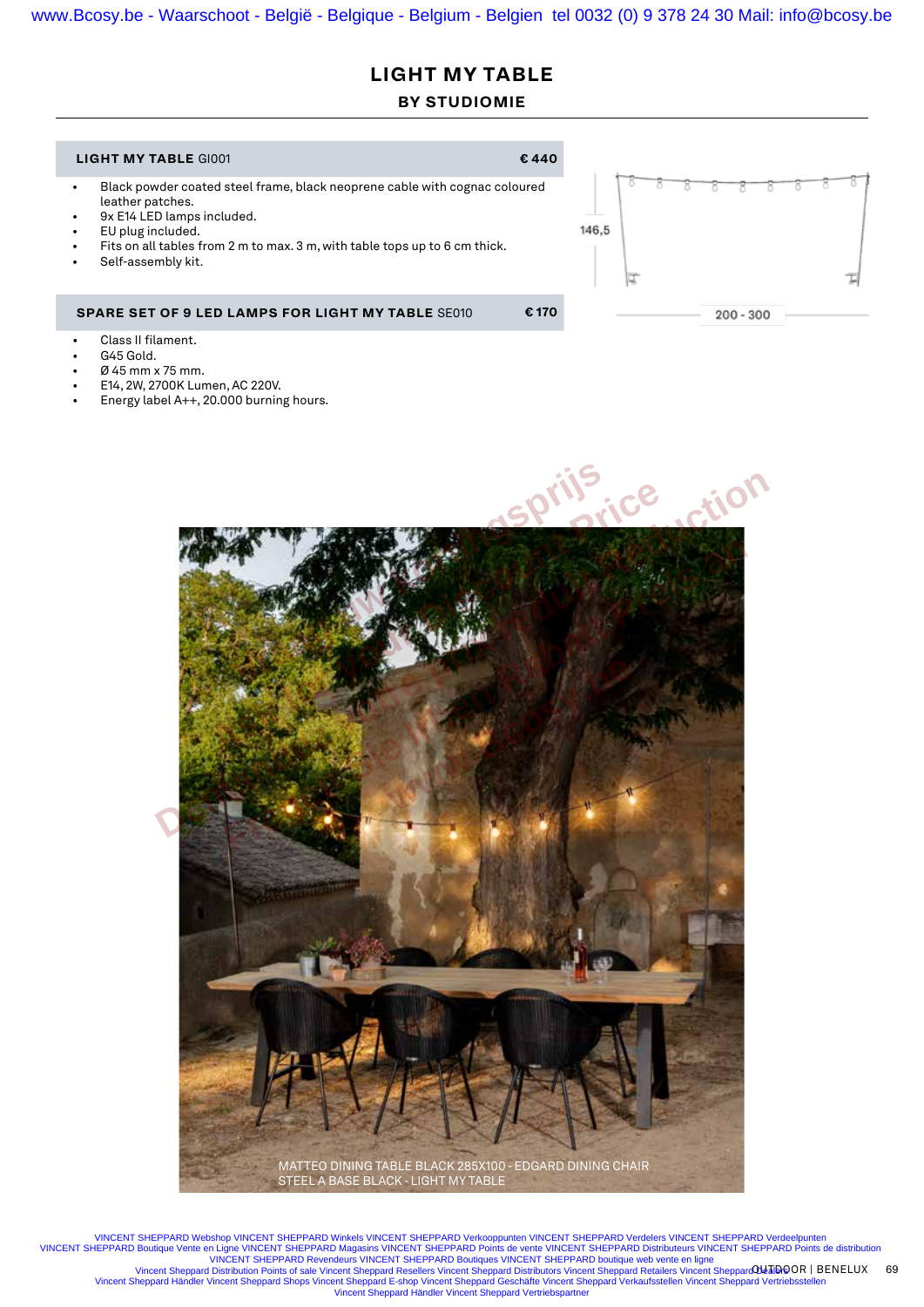# LIGHT MY TABLE

## BY STUDIOMIE

### LIGHT MY TABLE GI001 — € 440

- Black powder coated steel frame, black neoprene cable with cognac coloured leather patches.
- 9x E14 LED lamps included.
- EU plug included.
- Fits on all tables from 2 m to max. 3 m, with table tops up to 6 cm thick.
- Self-assembly kit.

146,5

200 - 300

### SPARE SET OF 9 LED LAMPS FOR LIGHT MY TABLE SE010 — € 170

- Class II filament.
- G45 Gold.
- Ø 45 mm x 75 mm.
- E14, 2W, 2700K Lumen, AC 220V.
- Energy label A++, 20.000 burning hours.

MATTEO DINING TABLE BLACK 285X100 - EDGARD DINING CHAIR STEEL A BASE BLACK - LIGHT MY TABLE